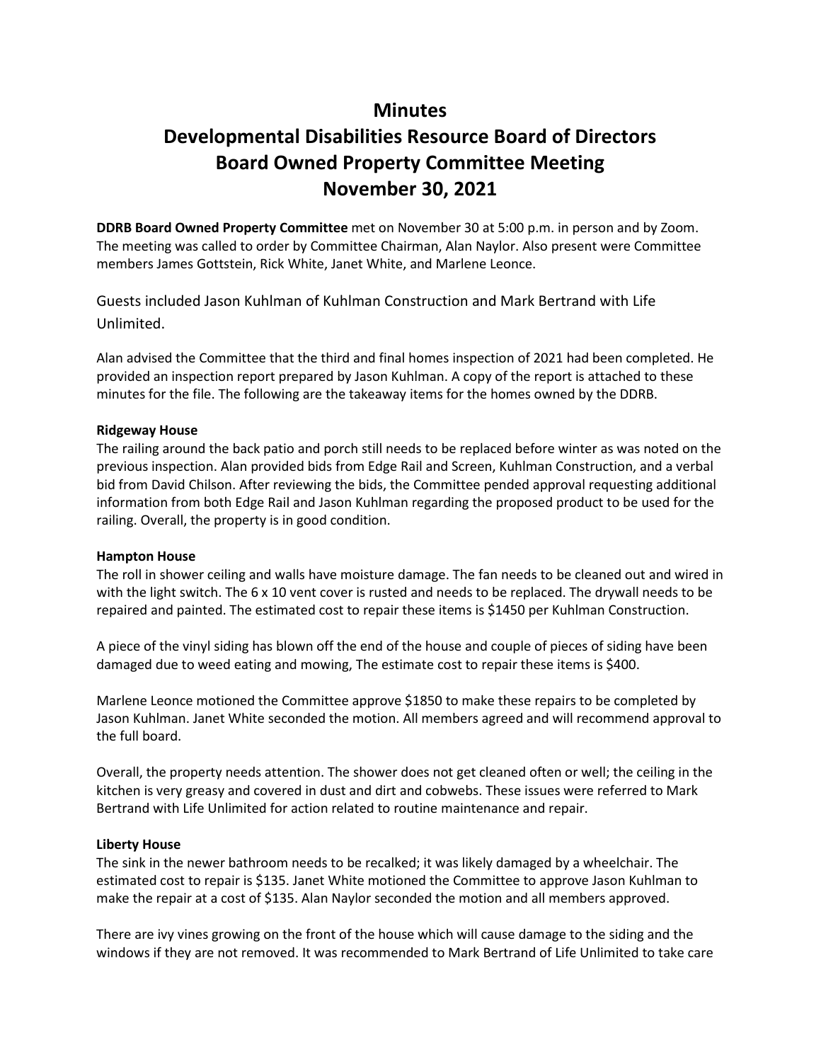# Minutes
# Developmental Disabilities Resource Board of Directors
# Board Owned Property Committee Meeting
# November 30, 2021

**DDRB Board Owned Property Committee** met on November 30 at 5:00 p.m. in person and by Zoom. The meeting was called to order by Committee Chairman, Alan Naylor. Also present were Committee members James Gottstein, Rick White, Janet White, and Marlene Leonce.

Guests included Jason Kuhlman of Kuhlman Construction and Mark Bertrand with Life Unlimited.

Alan advised the Committee that the third and final homes inspection of 2021 had been completed. He provided an inspection report prepared by Jason Kuhlman. A copy of the report is attached to these minutes for the file. The following are the takeaway items for the homes owned by the DDRB.

**Ridgeway House**
The railing around the back patio and porch still needs to be replaced before winter as was noted on the previous inspection. Alan provided bids from Edge Rail and Screen, Kuhlman Construction, and a verbal bid from David Chilson. After reviewing the bids, the Committee pended approval requesting additional information from both Edge Rail and Jason Kuhlman regarding the proposed product to be used for the railing. Overall, the property is in good condition.

**Hampton House**
The roll in shower ceiling and walls have moisture damage. The fan needs to be cleaned out and wired in with the light switch. The 6 x 10 vent cover is rusted and needs to be replaced. The drywall needs to be repaired and painted. The estimated cost to repair these items is $1450 per Kuhlman Construction.

A piece of the vinyl siding has blown off the end of the house and couple of pieces of siding have been damaged due to weed eating and mowing, The estimate cost to repair these items is $400.

Marlene Leonce motioned the Committee approve $1850 to make these repairs to be completed by Jason Kuhlman. Janet White seconded the motion. All members agreed and will recommend approval to the full board.

Overall, the property needs attention. The shower does not get cleaned often or well; the ceiling in the kitchen is very greasy and covered in dust and dirt and cobwebs. These issues were referred to Mark Bertrand with Life Unlimited for action related to routine maintenance and repair.

**Liberty House**
The sink in the newer bathroom needs to be recalked; it was likely damaged by a wheelchair. The estimated cost to repair is $135. Janet White motioned the Committee to approve Jason Kuhlman to make the repair at a cost of $135. Alan Naylor seconded the motion and all members approved.

There are ivy vines growing on the front of the house which will cause damage to the siding and the windows if they are not removed. It was recommended to Mark Bertrand of Life Unlimited to take care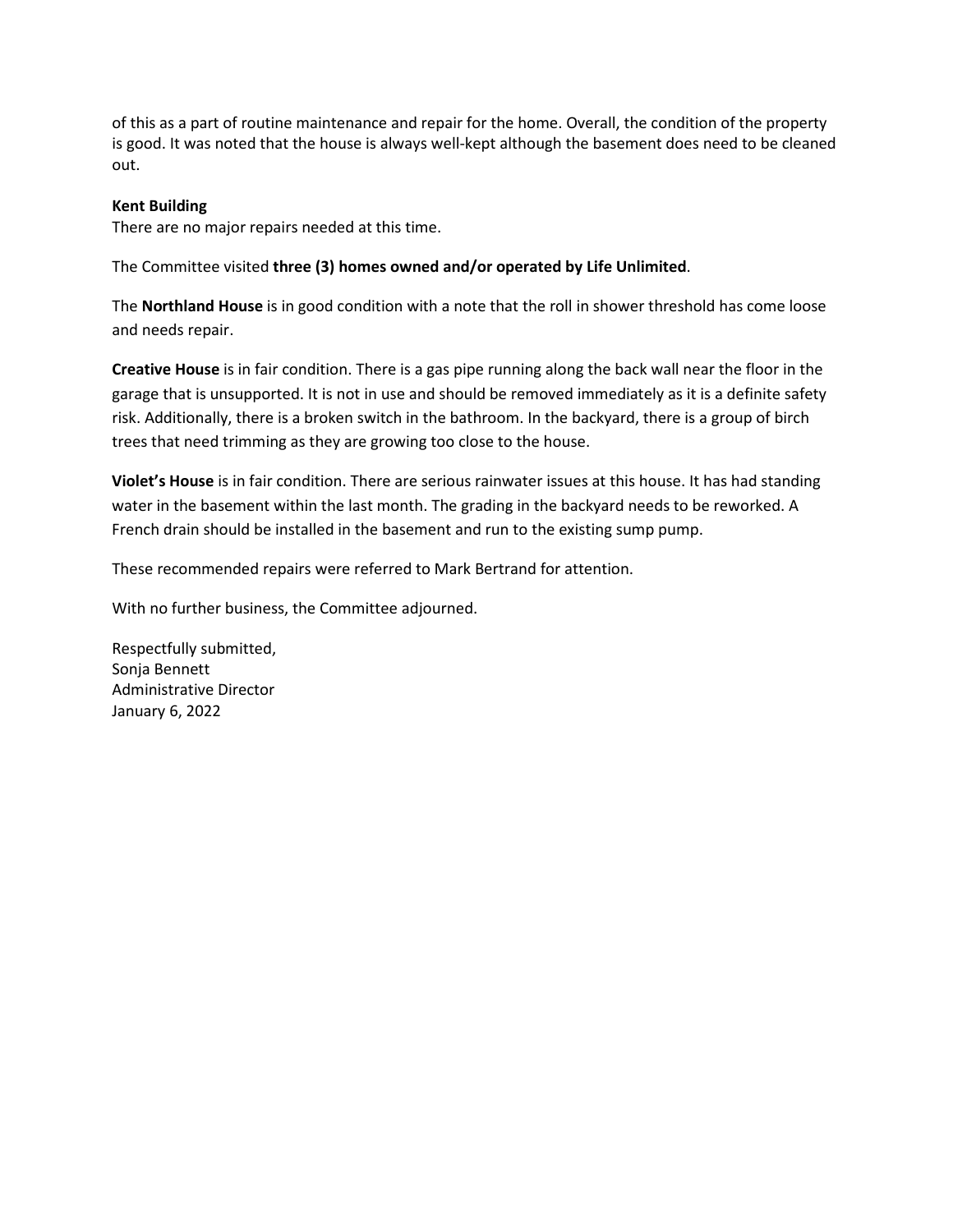of this as a part of routine maintenance and repair for the home. Overall, the condition of the property is good. It was noted that the house is always well-kept although the basement does need to be cleaned out.

**Kent Building**
There are no major repairs needed at this time.

The Committee visited **three (3) homes owned and/or operated by Life Unlimited**.

The **Northland House** is in good condition with a note that the roll in shower threshold has come loose and needs repair.

**Creative House** is in fair condition. There is a gas pipe running along the back wall near the floor in the garage that is unsupported. It is not in use and should be removed immediately as it is a definite safety risk. Additionally, there is a broken switch in the bathroom. In the backyard, there is a group of birch trees that need trimming as they are growing too close to the house.

**Violet's House** is in fair condition. There are serious rainwater issues at this house. It has had standing water in the basement within the last month. The grading in the backyard needs to be reworked. A French drain should be installed in the basement and run to the existing sump pump.

These recommended repairs were referred to Mark Bertrand for attention.

With no further business, the Committee adjourned.

Respectfully submitted,
Sonja Bennett
Administrative Director
January 6, 2022